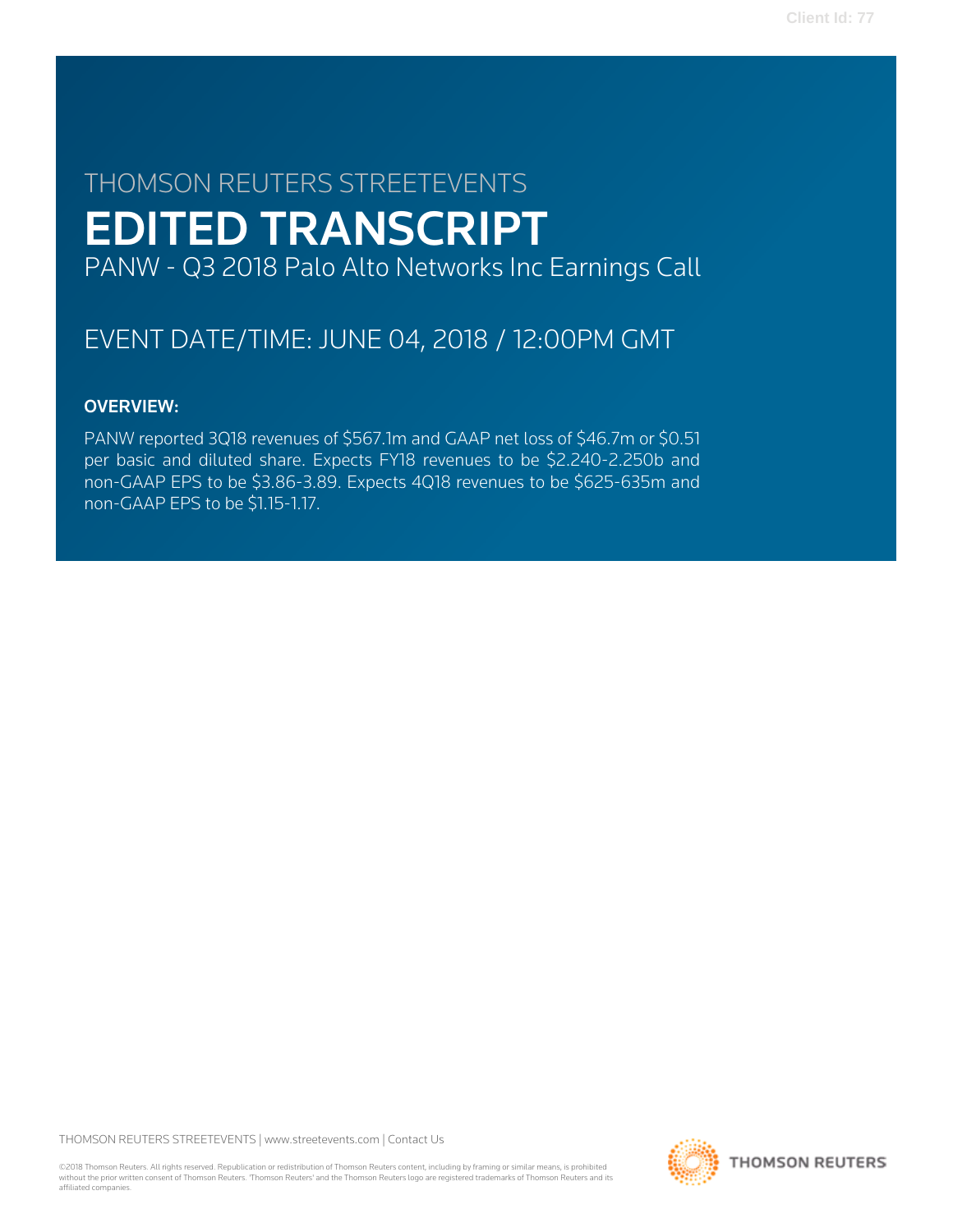THOMSON REUTERS STREETEVENTS

# EDITED TRANSCRIPT

PANW - Q3 2018 Palo Alto Networks Inc Earnings Call

EVENT DATE/TIME: JUNE 04, 2018 / 12:00PM GMT

**OVERVIEW:**

PANW reported 3Q18 revenues of $567.1m and GAAP net loss of $46.7m or $0.51 per basic and diluted share. Expects FY18 revenues to be $2.240-2.250b and non-GAAP EPS to be $3.86-3.89. Expects 4Q18 revenues to be $625-635m and non-GAAP EPS to be $1.15-1.17.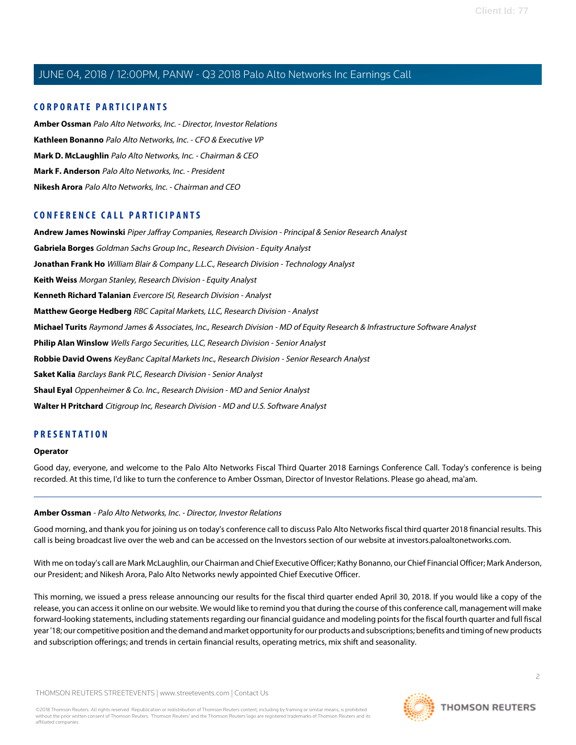## CORPORATE PARTICIPANTS

**Amber Ossman** *Palo Alto Networks, Inc. - Director, Investor Relations*

**Kathleen Bonanno** *Palo Alto Networks, Inc. - CFO & Executive VP*

**Mark D. McLaughlin** *Palo Alto Networks, Inc. - Chairman & CEO*

**Mark F. Anderson** *Palo Alto Networks, Inc. - President*

**Nikesh Arora** *Palo Alto Networks, Inc. - Chairman and CEO*

## CONFERENCE CALL PARTICIPANTS

**Andrew James Nowinski** *Piper Jaffray Companies, Research Division - Principal & Senior Research Analyst*

**Gabriela Borges** *Goldman Sachs Group Inc., Research Division - Equity Analyst*

**Jonathan Frank Ho** *William Blair & Company L.L.C., Research Division - Technology Analyst*

**Keith Weiss** *Morgan Stanley, Research Division - Equity Analyst*

**Kenneth Richard Talanian** *Evercore ISI, Research Division - Analyst*

**Matthew George Hedberg** *RBC Capital Markets, LLC, Research Division - Analyst*

**Michael Turits** *Raymond James & Associates, Inc., Research Division - MD of Equity Research & Infrastructure Software Analyst*

**Philip Alan Winslow** *Wells Fargo Securities, LLC, Research Division - Senior Analyst*

**Robbie David Owens** *KeyBanc Capital Markets Inc., Research Division - Senior Research Analyst*

**Saket Kalia** *Barclays Bank PLC, Research Division - Senior Analyst*

**Shaul Eyal** *Oppenheimer & Co. Inc., Research Division - MD and Senior Analyst*

**Walter H Pritchard** *Citigroup Inc, Research Division - MD and U.S. Software Analyst*

## PRESENTATION

**Operator**

Good day, everyone, and welcome to the Palo Alto Networks Fiscal Third Quarter 2018 Earnings Conference Call. Today's conference is being recorded. At this time, I'd like to turn the conference to Amber Ossman, Director of Investor Relations. Please go ahead, ma'am.

---

**Amber Ossman** - *Palo Alto Networks, Inc. - Director, Investor Relations*

Good morning, and thank you for joining us on today's conference call to discuss Palo Alto Networks fiscal third quarter 2018 financial results. This call is being broadcast live over the web and can be accessed on the Investors section of our website at investors.paloaltonetworks.com.

With me on today's call are Mark McLaughlin, our Chairman and Chief Executive Officer; Kathy Bonanno, our Chief Financial Officer; Mark Anderson, our President; and Nikesh Arora, Palo Alto Networks newly appointed Chief Executive Officer.

This morning, we issued a press release announcing our results for the fiscal third quarter ended April 30, 2018. If you would like a copy of the release, you can access it online on our website. We would like to remind you that during the course of this conference call, management will make forward-looking statements, including statements regarding our financial guidance and modeling points for the fiscal fourth quarter and full fiscal year '18; our competitive position and the demand and market opportunity for our products and subscriptions; benefits and timing of new products and subscription offerings; and trends in certain financial results, operating metrics, mix shift and seasonality.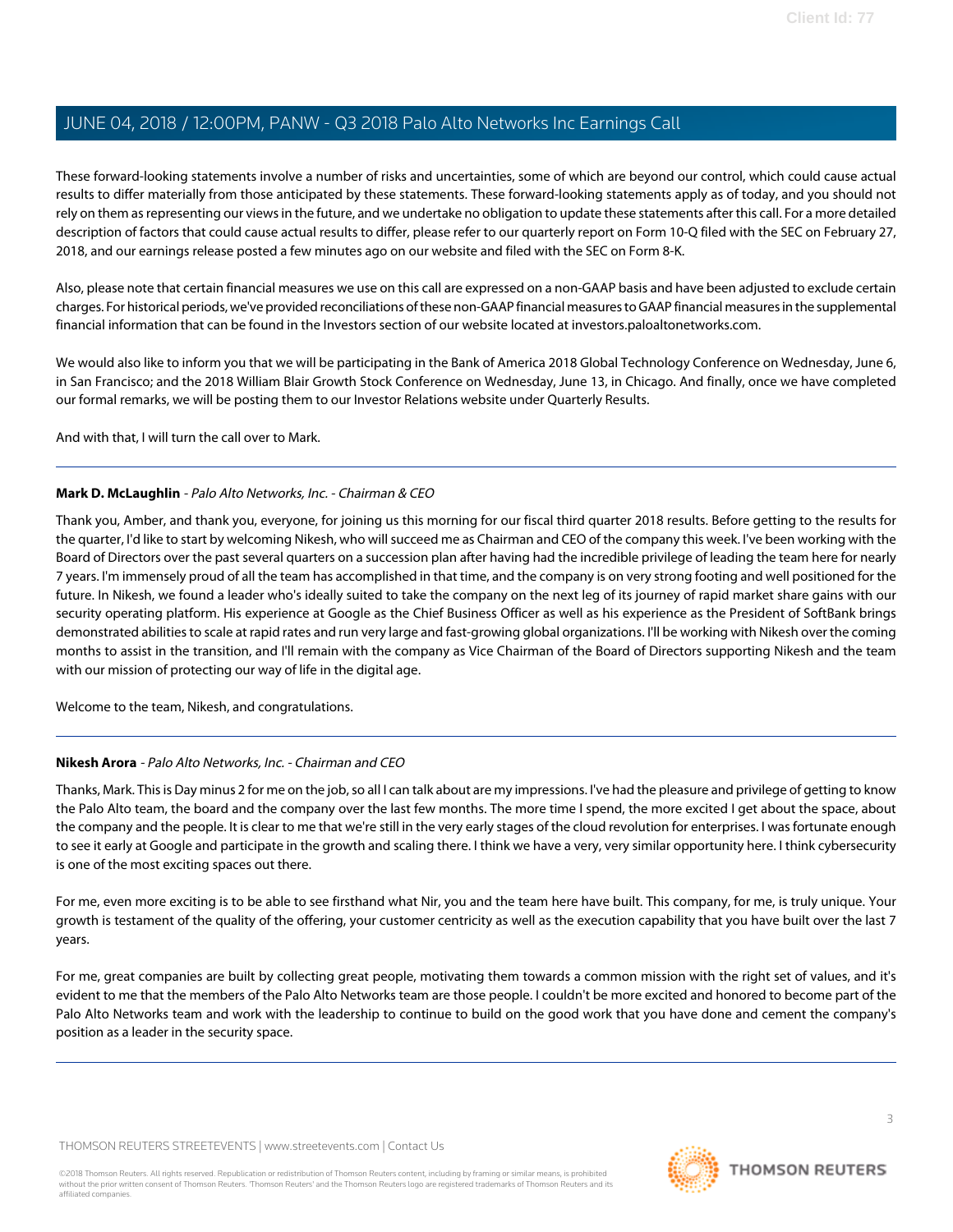These forward-looking statements involve a number of risks and uncertainties, some of which are beyond our control, which could cause actual results to differ materially from those anticipated by these statements. These forward-looking statements apply as of today, and you should not rely on them as representing our views in the future, and we undertake no obligation to update these statements after this call. For a more detailed description of factors that could cause actual results to differ, please refer to our quarterly report on Form 10-Q filed with the SEC on February 27, 2018, and our earnings release posted a few minutes ago on our website and filed with the SEC on Form 8-K.

Also, please note that certain financial measures we use on this call are expressed on a non-GAAP basis and have been adjusted to exclude certain charges. For historical periods, we've provided reconciliations of these non-GAAP financial measures to GAAP financial measures in the supplemental financial information that can be found in the Investors section of our website located at investors.paloaltonetworks.com.

We would also like to inform you that we will be participating in the Bank of America 2018 Global Technology Conference on Wednesday, June 6, in San Francisco; and the 2018 William Blair Growth Stock Conference on Wednesday, June 13, in Chicago. And finally, once we have completed our formal remarks, we will be posting them to our Investor Relations website under Quarterly Results.

And with that, I will turn the call over to Mark.

---

**Mark D. McLaughlin** - *Palo Alto Networks, Inc. - Chairman & CEO*

Thank you, Amber, and thank you, everyone, for joining us this morning for our fiscal third quarter 2018 results. Before getting to the results for the quarter, I'd like to start by welcoming Nikesh, who will succeed me as Chairman and CEO of the company this week. I've been working with the Board of Directors over the past several quarters on a succession plan after having had the incredible privilege of leading the team here for nearly 7 years. I'm immensely proud of all the team has accomplished in that time, and the company is on very strong footing and well positioned for the future. In Nikesh, we found a leader who's ideally suited to take the company on the next leg of its journey of rapid market share gains with our security operating platform. His experience at Google as the Chief Business Officer as well as his experience as the President of SoftBank brings demonstrated abilities to scale at rapid rates and run very large and fast-growing global organizations. I'll be working with Nikesh over the coming months to assist in the transition, and I'll remain with the company as Vice Chairman of the Board of Directors supporting Nikesh and the team with our mission of protecting our way of life in the digital age.

Welcome to the team, Nikesh, and congratulations.

---

**Nikesh Arora** - *Palo Alto Networks, Inc. - Chairman and CEO*

Thanks, Mark. This is Day minus 2 for me on the job, so all I can talk about are my impressions. I've had the pleasure and privilege of getting to know the Palo Alto team, the board and the company over the last few months. The more time I spend, the more excited I get about the space, about the company and the people. It is clear to me that we're still in the very early stages of the cloud revolution for enterprises. I was fortunate enough to see it early at Google and participate in the growth and scaling there. I think we have a very, very similar opportunity here. I think cybersecurity is one of the most exciting spaces out there.

For me, even more exciting is to be able to see firsthand what Nir, you and the team here have built. This company, for me, is truly unique. Your growth is testament of the quality of the offering, your customer centricity as well as the execution capability that you have built over the last 7 years.

For me, great companies are built by collecting great people, motivating them towards a common mission with the right set of values, and it's evident to me that the members of the Palo Alto Networks team are those people. I couldn't be more excited and honored to become part of the Palo Alto Networks team and work with the leadership to continue to build on the good work that you have done and cement the company's position as a leader in the security space.

---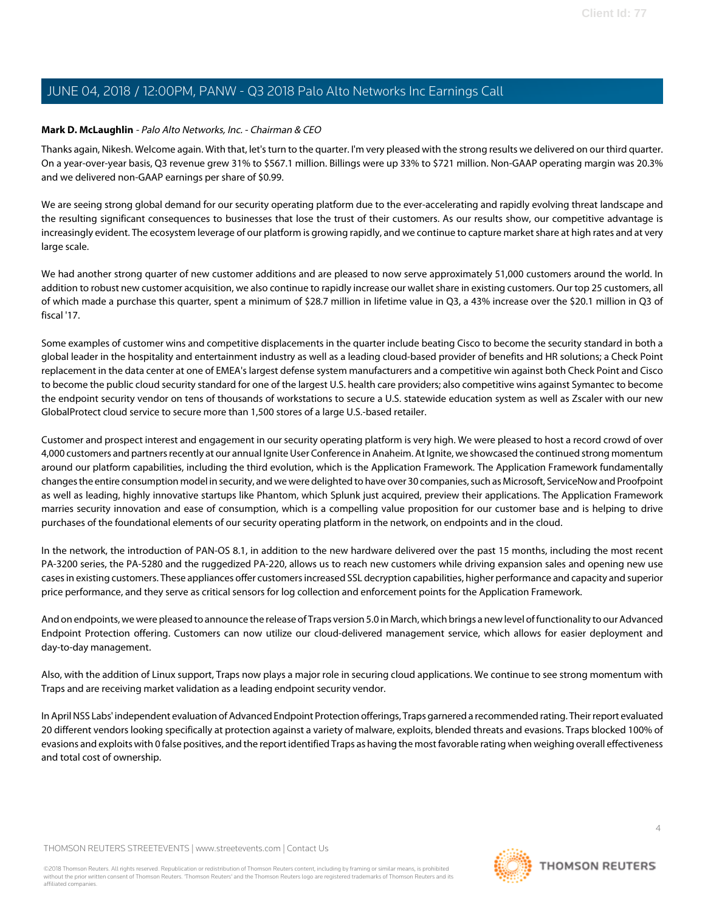**Mark D. McLaughlin** - *Palo Alto Networks, Inc. - Chairman & CEO*

Thanks again, Nikesh. Welcome again. With that, let's turn to the quarter. I'm very pleased with the strong results we delivered on our third quarter. On a year-over-year basis, Q3 revenue grew 31% to $567.1 million. Billings were up 33% to $721 million. Non-GAAP operating margin was 20.3% and we delivered non-GAAP earnings per share of $0.99.

We are seeing strong global demand for our security operating platform due to the ever-accelerating and rapidly evolving threat landscape and the resulting significant consequences to businesses that lose the trust of their customers. As our results show, our competitive advantage is increasingly evident. The ecosystem leverage of our platform is growing rapidly, and we continue to capture market share at high rates and at very large scale.

We had another strong quarter of new customer additions and are pleased to now serve approximately 51,000 customers around the world. In addition to robust new customer acquisition, we also continue to rapidly increase our wallet share in existing customers. Our top 25 customers, all of which made a purchase this quarter, spent a minimum of $28.7 million in lifetime value in Q3, a 43% increase over the $20.1 million in Q3 of fiscal '17.

Some examples of customer wins and competitive displacements in the quarter include beating Cisco to become the security standard in both a global leader in the hospitality and entertainment industry as well as a leading cloud-based provider of benefits and HR solutions; a Check Point replacement in the data center at one of EMEA's largest defense system manufacturers and a competitive win against both Check Point and Cisco to become the public cloud security standard for one of the largest U.S. health care providers; also competitive wins against Symantec to become the endpoint security vendor on tens of thousands of workstations to secure a U.S. statewide education system as well as Zscaler with our new GlobalProtect cloud service to secure more than 1,500 stores of a large U.S.-based retailer.

Customer and prospect interest and engagement in our security operating platform is very high. We were pleased to host a record crowd of over 4,000 customers and partners recently at our annual Ignite User Conference in Anaheim. At Ignite, we showcased the continued strong momentum around our platform capabilities, including the third evolution, which is the Application Framework. The Application Framework fundamentally changes the entire consumption model in security, and we were delighted to have over 30 companies, such as Microsoft, ServiceNow and Proofpoint as well as leading, highly innovative startups like Phantom, which Splunk just acquired, preview their applications. The Application Framework marries security innovation and ease of consumption, which is a compelling value proposition for our customer base and is helping to drive purchases of the foundational elements of our security operating platform in the network, on endpoints and in the cloud.

In the network, the introduction of PAN-OS 8.1, in addition to the new hardware delivered over the past 15 months, including the most recent PA-3200 series, the PA-5280 and the ruggedized PA-220, allows us to reach new customers while driving expansion sales and opening new use cases in existing customers. These appliances offer customers increased SSL decryption capabilities, higher performance and capacity and superior price performance, and they serve as critical sensors for log collection and enforcement points for the Application Framework.

And on endpoints, we were pleased to announce the release of Traps version 5.0 in March, which brings a new level of functionality to our Advanced Endpoint Protection offering. Customers can now utilize our cloud-delivered management service, which allows for easier deployment and day-to-day management.

Also, with the addition of Linux support, Traps now plays a major role in securing cloud applications. We continue to see strong momentum with Traps and are receiving market validation as a leading endpoint security vendor.

In April NSS Labs' independent evaluation of Advanced Endpoint Protection offerings, Traps garnered a recommended rating. Their report evaluated 20 different vendors looking specifically at protection against a variety of malware, exploits, blended threats and evasions. Traps blocked 100% of evasions and exploits with 0 false positives, and the report identified Traps as having the most favorable rating when weighing overall effectiveness and total cost of ownership.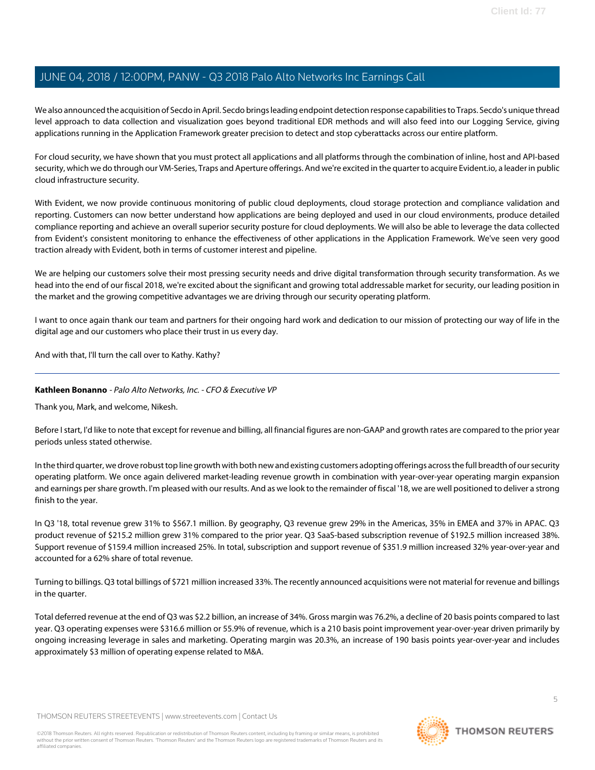We also announced the acquisition of Secdo in April. Secdo brings leading endpoint detection response capabilities to Traps. Secdo's unique thread level approach to data collection and visualization goes beyond traditional EDR methods and will also feed into our Logging Service, giving applications running in the Application Framework greater precision to detect and stop cyberattacks across our entire platform.

For cloud security, we have shown that you must protect all applications and all platforms through the combination of inline, host and API-based security, which we do through our VM-Series, Traps and Aperture offerings. And we're excited in the quarter to acquire Evident.io, a leader in public cloud infrastructure security.

With Evident, we now provide continuous monitoring of public cloud deployments, cloud storage protection and compliance validation and reporting. Customers can now better understand how applications are being deployed and used in our cloud environments, produce detailed compliance reporting and achieve an overall superior security posture for cloud deployments. We will also be able to leverage the data collected from Evident's consistent monitoring to enhance the effectiveness of other applications in the Application Framework. We've seen very good traction already with Evident, both in terms of customer interest and pipeline.

We are helping our customers solve their most pressing security needs and drive digital transformation through security transformation. As we head into the end of our fiscal 2018, we're excited about the significant and growing total addressable market for security, our leading position in the market and the growing competitive advantages we are driving through our security operating platform.

I want to once again thank our team and partners for their ongoing hard work and dedication to our mission of protecting our way of life in the digital age and our customers who place their trust in us every day.

And with that, I'll turn the call over to Kathy. Kathy?

---

**Kathleen Bonanno** - *Palo Alto Networks, Inc. - CFO & Executive VP*

Thank you, Mark, and welcome, Nikesh.

Before I start, I'd like to note that except for revenue and billing, all financial figures are non-GAAP and growth rates are compared to the prior year periods unless stated otherwise.

In the third quarter, we drove robust top line growth with both new and existing customers adopting offerings across the full breadth of our security operating platform. We once again delivered market-leading revenue growth in combination with year-over-year operating margin expansion and earnings per share growth. I'm pleased with our results. And as we look to the remainder of fiscal '18, we are well positioned to deliver a strong finish to the year.

In Q3 '18, total revenue grew 31% to $567.1 million. By geography, Q3 revenue grew 29% in the Americas, 35% in EMEA and 37% in APAC. Q3 product revenue of $215.2 million grew 31% compared to the prior year. Q3 SaaS-based subscription revenue of $192.5 million increased 38%. Support revenue of $159.4 million increased 25%. In total, subscription and support revenue of $351.9 million increased 32% year-over-year and accounted for a 62% share of total revenue.

Turning to billings. Q3 total billings of $721 million increased 33%. The recently announced acquisitions were not material for revenue and billings in the quarter.

Total deferred revenue at the end of Q3 was $2.2 billion, an increase of 34%. Gross margin was 76.2%, a decline of 20 basis points compared to last year. Q3 operating expenses were $316.6 million or 55.9% of revenue, which is a 210 basis point improvement year-over-year driven primarily by ongoing increasing leverage in sales and marketing. Operating margin was 20.3%, an increase of 190 basis points year-over-year and includes approximately $3 million of operating expense related to M&A.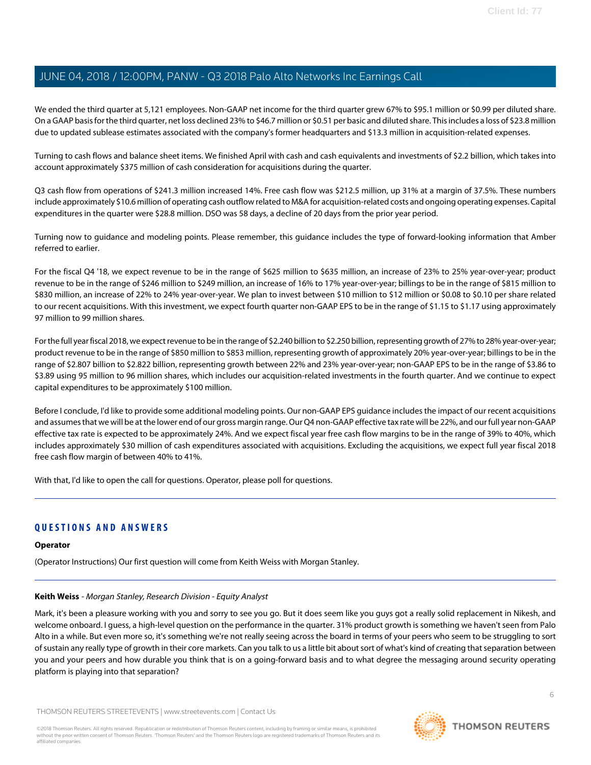We ended the third quarter at 5,121 employees. Non-GAAP net income for the third quarter grew 67% to $95.1 million or $0.99 per diluted share. On a GAAP basis for the third quarter, net loss declined 23% to $46.7 million or $0.51 per basic and diluted share. This includes a loss of $23.8 million due to updated sublease estimates associated with the company's former headquarters and $13.3 million in acquisition-related expenses.

Turning to cash flows and balance sheet items. We finished April with cash and cash equivalents and investments of $2.2 billion, which takes into account approximately $375 million of cash consideration for acquisitions during the quarter.

Q3 cash flow from operations of $241.3 million increased 14%. Free cash flow was $212.5 million, up 31% at a margin of 37.5%. These numbers include approximately $10.6 million of operating cash outflow related to M&A for acquisition-related costs and ongoing operating expenses. Capital expenditures in the quarter were $28.8 million. DSO was 58 days, a decline of 20 days from the prior year period.

Turning now to guidance and modeling points. Please remember, this guidance includes the type of forward-looking information that Amber referred to earlier.

For the fiscal Q4 '18, we expect revenue to be in the range of $625 million to $635 million, an increase of 23% to 25% year-over-year; product revenue to be in the range of $246 million to $249 million, an increase of 16% to 17% year-over-year; billings to be in the range of $815 million to $830 million, an increase of 22% to 24% year-over-year. We plan to invest between $10 million to $12 million or $0.08 to $0.10 per share related to our recent acquisitions. With this investment, we expect fourth quarter non-GAAP EPS to be in the range of $1.15 to $1.17 using approximately 97 million to 99 million shares.

For the full year fiscal 2018, we expect revenue to be in the range of $2.240 billion to $2.250 billion, representing growth of 27% to 28% year-over-year; product revenue to be in the range of $850 million to $853 million, representing growth of approximately 20% year-over-year; billings to be in the range of $2.807 billion to $2.822 billion, representing growth between 22% and 23% year-over-year; non-GAAP EPS to be in the range of $3.86 to $3.89 using 95 million to 96 million shares, which includes our acquisition-related investments in the fourth quarter. And we continue to expect capital expenditures to be approximately $100 million.

Before I conclude, I'd like to provide some additional modeling points. Our non-GAAP EPS guidance includes the impact of our recent acquisitions and assumes that we will be at the lower end of our gross margin range. Our Q4 non-GAAP effective tax rate will be 22%, and our full year non-GAAP effective tax rate is expected to be approximately 24%. And we expect fiscal year free cash flow margins to be in the range of 39% to 40%, which includes approximately $30 million of cash expenditures associated with acquisitions. Excluding the acquisitions, we expect full year fiscal 2018 free cash flow margin of between 40% to 41%.

With that, I'd like to open the call for questions. Operator, please poll for questions.

---

## QUESTIONS AND ANSWERS

**Operator**

(Operator Instructions) Our first question will come from Keith Weiss with Morgan Stanley.

---

**Keith Weiss** - *Morgan Stanley, Research Division - Equity Analyst*

Mark, it's been a pleasure working with you and sorry to see you go. But it does seem like you guys got a really solid replacement in Nikesh, and welcome onboard. I guess, a high-level question on the performance in the quarter. 31% product growth is something we haven't seen from Palo Alto in a while. But even more so, it's something we're not really seeing across the board in terms of your peers who seem to be struggling to sort of sustain any really type of growth in their core markets. Can you talk to us a little bit about sort of what's kind of creating that separation between you and your peers and how durable you think that is on a going-forward basis and to what degree the messaging around security operating platform is playing into that separation?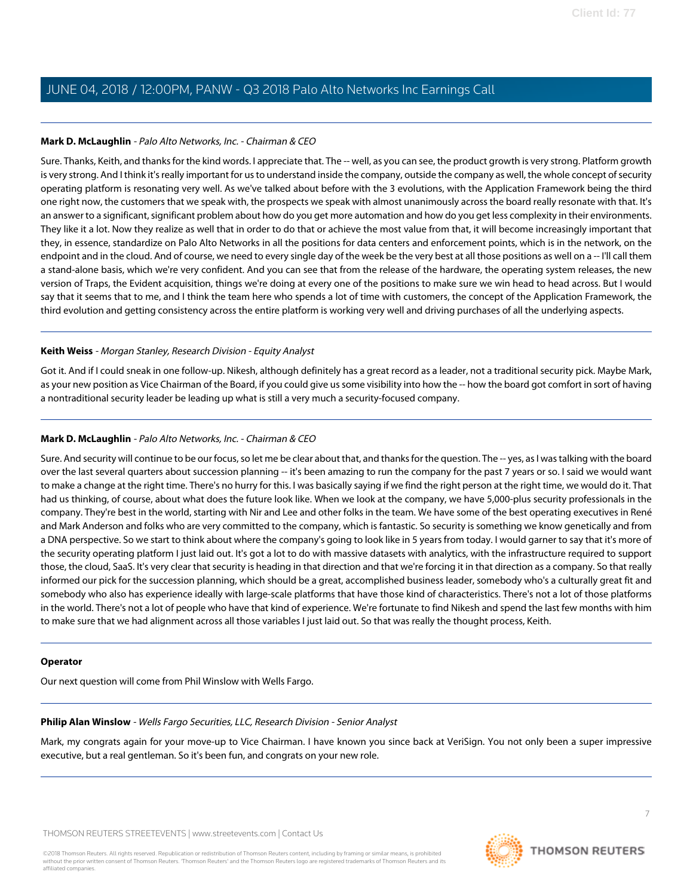**Mark D. McLaughlin** - *Palo Alto Networks, Inc. - Chairman & CEO*

Sure. Thanks, Keith, and thanks for the kind words. I appreciate that. The -- well, as you can see, the product growth is very strong. Platform growth is very strong. And I think it's really important for us to understand inside the company, outside the company as well, the whole concept of security operating platform is resonating very well. As we've talked about before with the 3 evolutions, with the Application Framework being the third one right now, the customers that we speak with, the prospects we speak with almost unanimously across the board really resonate with that. It's an answer to a significant, significant problem about how do you get more automation and how do you get less complexity in their environments. They like it a lot. Now they realize as well that in order to do that or achieve the most value from that, it will become increasingly important that they, in essence, standardize on Palo Alto Networks in all the positions for data centers and enforcement points, which is in the network, on the endpoint and in the cloud. And of course, we need to every single day of the week be the very best at all those positions as well on a -- I'll call them a stand-alone basis, which we're very confident. And you can see that from the release of the hardware, the operating system releases, the new version of Traps, the Evident acquisition, things we're doing at every one of the positions to make sure we win head to head across. But I would say that it seems that to me, and I think the team here who spends a lot of time with customers, the concept of the Application Framework, the third evolution and getting consistency across the entire platform is working very well and driving purchases of all the underlying aspects.

---

**Keith Weiss** - *Morgan Stanley, Research Division - Equity Analyst*

Got it. And if I could sneak in one follow-up. Nikesh, although definitely has a great record as a leader, not a traditional security pick. Maybe Mark, as your new position as Vice Chairman of the Board, if you could give us some visibility into how the -- how the board got comfort in sort of having a nontraditional security leader be leading up what is still a very much a security-focused company.

---

**Mark D. McLaughlin** - *Palo Alto Networks, Inc. - Chairman & CEO*

Sure. And security will continue to be our focus, so let me be clear about that, and thanks for the question. The -- yes, as I was talking with the board over the last several quarters about succession planning -- it's been amazing to run the company for the past 7 years or so. I said we would want to make a change at the right time. There's no hurry for this. I was basically saying if we find the right person at the right time, we would do it. That had us thinking, of course, about what does the future look like. When we look at the company, we have 5,000-plus security professionals in the company. They're best in the world, starting with Nir and Lee and other folks in the team. We have some of the best operating executives in René and Mark Anderson and folks who are very committed to the company, which is fantastic. So security is something we know genetically and from a DNA perspective. So we start to think about where the company's going to look like in 5 years from today. I would garner to say that it's more of the security operating platform I just laid out. It's got a lot to do with massive datasets with analytics, with the infrastructure required to support those, the cloud, SaaS. It's very clear that security is heading in that direction and that we're forcing it in that direction as a company. So that really informed our pick for the succession planning, which should be a great, accomplished business leader, somebody who's a culturally great fit and somebody who also has experience ideally with large-scale platforms that have those kind of characteristics. There's not a lot of those platforms in the world. There's not a lot of people who have that kind of experience. We're fortunate to find Nikesh and spend the last few months with him to make sure that we had alignment across all those variables I just laid out. So that was really the thought process, Keith.

---

**Operator**

Our next question will come from Phil Winslow with Wells Fargo.

---

**Philip Alan Winslow** - *Wells Fargo Securities, LLC, Research Division - Senior Analyst*

Mark, my congrats again for your move-up to Vice Chairman. I have known you since back at VeriSign. You not only been a super impressive executive, but a real gentleman. So it's been fun, and congrats on your new role.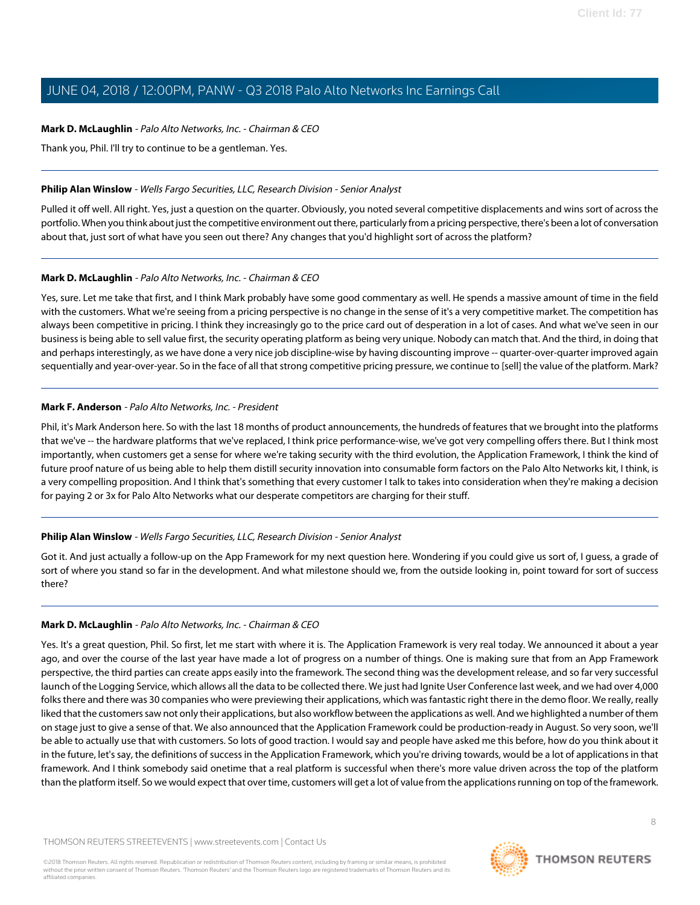**Mark D. McLaughlin** - *Palo Alto Networks, Inc. - Chairman & CEO*

Thank you, Phil. I'll try to continue to be a gentleman. Yes.

---

**Philip Alan Winslow** - *Wells Fargo Securities, LLC, Research Division - Senior Analyst*

Pulled it off well. All right. Yes, just a question on the quarter. Obviously, you noted several competitive displacements and wins sort of across the portfolio. When you think about just the competitive environment out there, particularly from a pricing perspective, there's been a lot of conversation about that, just sort of what have you seen out there? Any changes that you'd highlight sort of across the platform?

---

**Mark D. McLaughlin** - *Palo Alto Networks, Inc. - Chairman & CEO*

Yes, sure. Let me take that first, and I think Mark probably have some good commentary as well. He spends a massive amount of time in the field with the customers. What we're seeing from a pricing perspective is no change in the sense of it's a very competitive market. The competition has always been competitive in pricing. I think they increasingly go to the price card out of desperation in a lot of cases. And what we've seen in our business is being able to sell value first, the security operating platform as being very unique. Nobody can match that. And the third, in doing that and perhaps interestingly, as we have done a very nice job discipline-wise by having discounting improve -- quarter-over-quarter improved again sequentially and year-over-year. So in the face of all that strong competitive pricing pressure, we continue to [sell] the value of the platform. Mark?

---

**Mark F. Anderson** - *Palo Alto Networks, Inc. - President*

Phil, it's Mark Anderson here. So with the last 18 months of product announcements, the hundreds of features that we brought into the platforms that we've -- the hardware platforms that we've replaced, I think price performance-wise, we've got very compelling offers there. But I think most importantly, when customers get a sense for where we're taking security with the third evolution, the Application Framework, I think the kind of future proof nature of us being able to help them distill security innovation into consumable form factors on the Palo Alto Networks kit, I think, is a very compelling proposition. And I think that's something that every customer I talk to takes into consideration when they're making a decision for paying 2 or 3x for Palo Alto Networks what our desperate competitors are charging for their stuff.

---

**Philip Alan Winslow** - *Wells Fargo Securities, LLC, Research Division - Senior Analyst*

Got it. And just actually a follow-up on the App Framework for my next question here. Wondering if you could give us sort of, I guess, a grade of sort of where you stand so far in the development. And what milestone should we, from the outside looking in, point toward for sort of success there?

---

**Mark D. McLaughlin** - *Palo Alto Networks, Inc. - Chairman & CEO*

Yes. It's a great question, Phil. So first, let me start with where it is. The Application Framework is very real today. We announced it about a year ago, and over the course of the last year have made a lot of progress on a number of things. One is making sure that from an App Framework perspective, the third parties can create apps easily into the framework. The second thing was the development release, and so far very successful launch of the Logging Service, which allows all the data to be collected there. We just had Ignite User Conference last week, and we had over 4,000 folks there and there was 30 companies who were previewing their applications, which was fantastic right there in the demo floor. We really, really liked that the customers saw not only their applications, but also workflow between the applications as well. And we highlighted a number of them on stage just to give a sense of that. We also announced that the Application Framework could be production-ready in August. So very soon, we'll be able to actually use that with customers. So lots of good traction. I would say and people have asked me this before, how do you think about it in the future, let's say, the definitions of success in the Application Framework, which you're driving towards, would be a lot of applications in that framework. And I think somebody said onetime that a real platform is successful when there's more value driven across the top of the platform than the platform itself. So we would expect that over time, customers will get a lot of value from the applications running on top of the framework.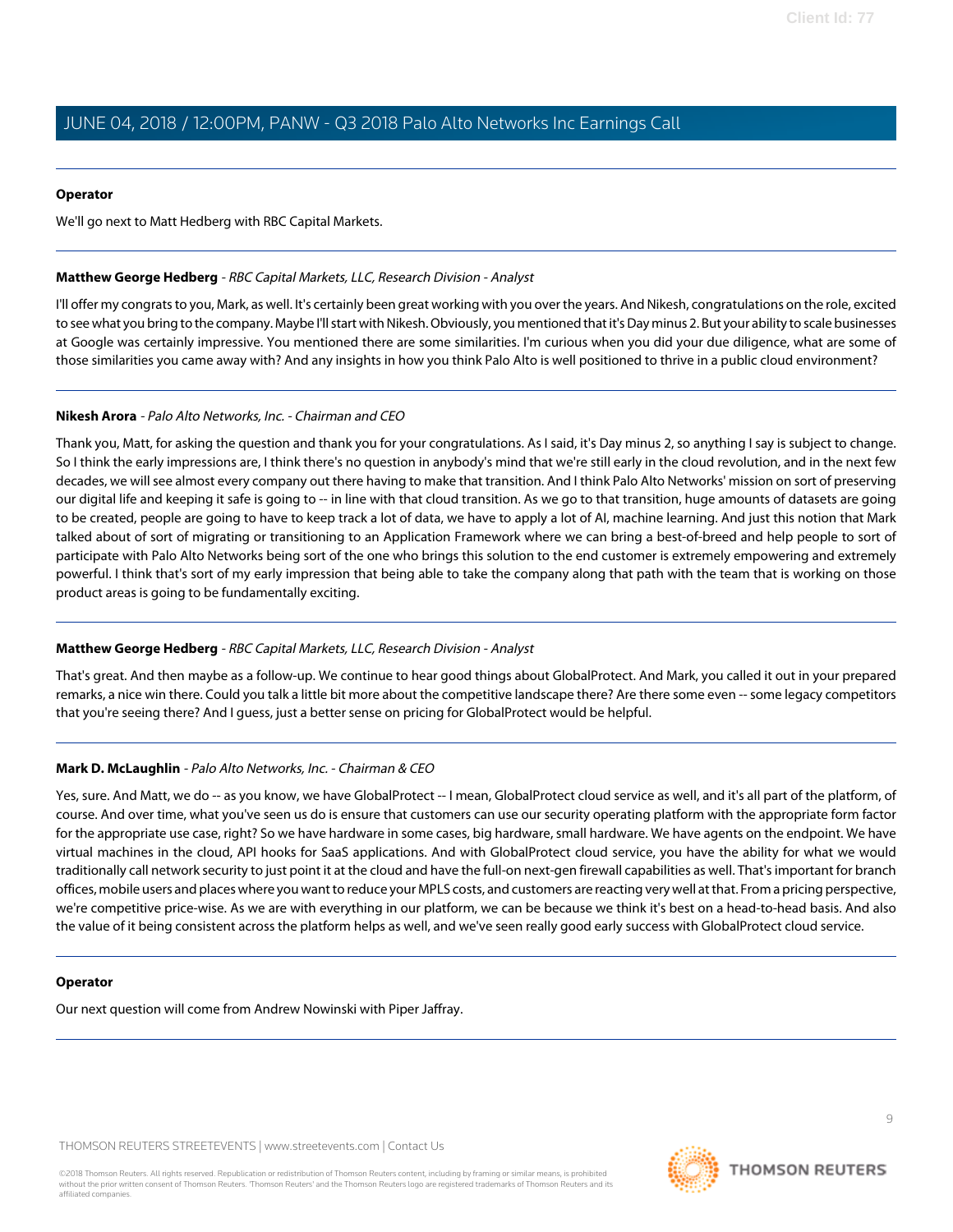**Operator**

We'll go next to Matt Hedberg with RBC Capital Markets.

---

**Matthew George Hedberg** - *RBC Capital Markets, LLC, Research Division - Analyst*

I'll offer my congrats to you, Mark, as well. It's certainly been great working with you over the years. And Nikesh, congratulations on the role, excited to see what you bring to the company. Maybe I'll start with Nikesh. Obviously, you mentioned that it's Day minus 2. But your ability to scale businesses at Google was certainly impressive. You mentioned there are some similarities. I'm curious when you did your due diligence, what are some of those similarities you came away with? And any insights in how you think Palo Alto is well positioned to thrive in a public cloud environment?

---

**Nikesh Arora** - *Palo Alto Networks, Inc. - Chairman and CEO*

Thank you, Matt, for asking the question and thank you for your congratulations. As I said, it's Day minus 2, so anything I say is subject to change. So I think the early impressions are, I think there's no question in anybody's mind that we're still early in the cloud revolution, and in the next few decades, we will see almost every company out there having to make that transition. And I think Palo Alto Networks' mission on sort of preserving our digital life and keeping it safe is going to -- in line with that cloud transition. As we go to that transition, huge amounts of datasets are going to be created, people are going to have to keep track a lot of data, we have to apply a lot of AI, machine learning. And just this notion that Mark talked about of sort of migrating or transitioning to an Application Framework where we can bring a best-of-breed and help people to sort of participate with Palo Alto Networks being sort of the one who brings this solution to the end customer is extremely empowering and extremely powerful. I think that's sort of my early impression that being able to take the company along that path with the team that is working on those product areas is going to be fundamentally exciting.

---

**Matthew George Hedberg** - *RBC Capital Markets, LLC, Research Division - Analyst*

That's great. And then maybe as a follow-up. We continue to hear good things about GlobalProtect. And Mark, you called it out in your prepared remarks, a nice win there. Could you talk a little bit more about the competitive landscape there? Are there some even -- some legacy competitors that you're seeing there? And I guess, just a better sense on pricing for GlobalProtect would be helpful.

---

**Mark D. McLaughlin** - *Palo Alto Networks, Inc. - Chairman & CEO*

Yes, sure. And Matt, we do -- as you know, we have GlobalProtect -- I mean, GlobalProtect cloud service as well, and it's all part of the platform, of course. And over time, what you've seen us do is ensure that customers can use our security operating platform with the appropriate form factor for the appropriate use case, right? So we have hardware in some cases, big hardware, small hardware. We have agents on the endpoint. We have virtual machines in the cloud, API hooks for SaaS applications. And with GlobalProtect cloud service, you have the ability for what we would traditionally call network security to just point it at the cloud and have the full-on next-gen firewall capabilities as well. That's important for branch offices, mobile users and places where you want to reduce your MPLS costs, and customers are reacting very well at that. From a pricing perspective, we're competitive price-wise. As we are with everything in our platform, we can be because we think it's best on a head-to-head basis. And also the value of it being consistent across the platform helps as well, and we've seen really good early success with GlobalProtect cloud service.

---

**Operator**

Our next question will come from Andrew Nowinski with Piper Jaffray.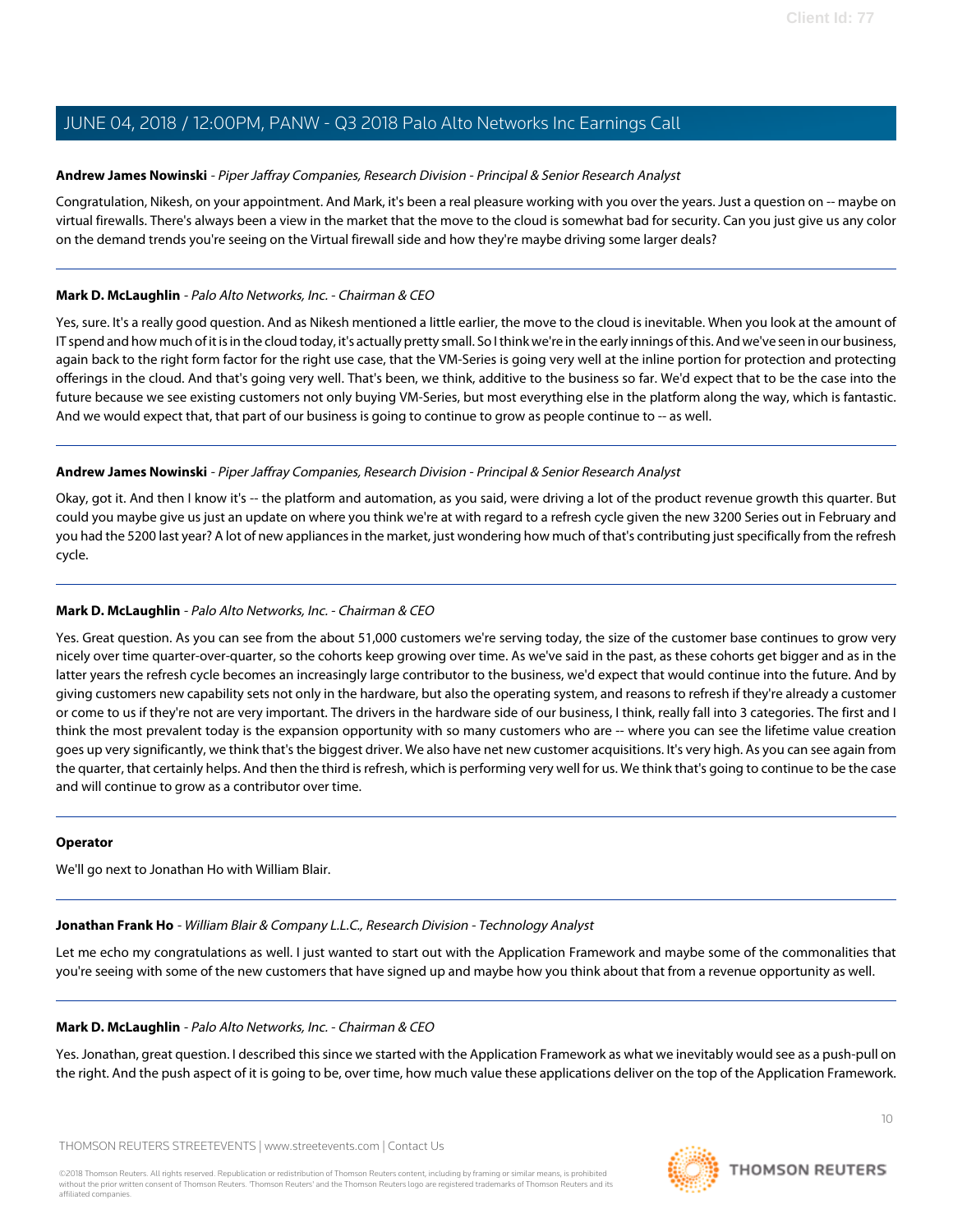**Andrew James Nowinski** - *Piper Jaffray Companies, Research Division - Principal & Senior Research Analyst*

Congratulation, Nikesh, on your appointment. And Mark, it's been a real pleasure working with you over the years. Just a question on -- maybe on virtual firewalls. There's always been a view in the market that the move to the cloud is somewhat bad for security. Can you just give us any color on the demand trends you're seeing on the Virtual firewall side and how they're maybe driving some larger deals?

---

**Mark D. McLaughlin** - *Palo Alto Networks, Inc. - Chairman & CEO*

Yes, sure. It's a really good question. And as Nikesh mentioned a little earlier, the move to the cloud is inevitable. When you look at the amount of IT spend and how much of it is in the cloud today, it's actually pretty small. So I think we're in the early innings of this. And we've seen in our business, again back to the right form factor for the right use case, that the VM-Series is going very well at the inline portion for protection and protecting offerings in the cloud. And that's going very well. That's been, we think, additive to the business so far. We'd expect that to be the case into the future because we see existing customers not only buying VM-Series, but most everything else in the platform along the way, which is fantastic. And we would expect that, that part of our business is going to continue to grow as people continue to -- as well.

---

**Andrew James Nowinski** - *Piper Jaffray Companies, Research Division - Principal & Senior Research Analyst*

Okay, got it. And then I know it's -- the platform and automation, as you said, were driving a lot of the product revenue growth this quarter. But could you maybe give us just an update on where you think we're at with regard to a refresh cycle given the new 3200 Series out in February and you had the 5200 last year? A lot of new appliances in the market, just wondering how much of that's contributing just specifically from the refresh cycle.

---

**Mark D. McLaughlin** - *Palo Alto Networks, Inc. - Chairman & CEO*

Yes. Great question. As you can see from the about 51,000 customers we're serving today, the size of the customer base continues to grow very nicely over time quarter-over-quarter, so the cohorts keep growing over time. As we've said in the past, as these cohorts get bigger and as in the latter years the refresh cycle becomes an increasingly large contributor to the business, we'd expect that would continue into the future. And by giving customers new capability sets not only in the hardware, but also the operating system, and reasons to refresh if they're already a customer or come to us if they're not are very important. The drivers in the hardware side of our business, I think, really fall into 3 categories. The first and I think the most prevalent today is the expansion opportunity with so many customers who are -- where you can see the lifetime value creation goes up very significantly, we think that's the biggest driver. We also have net new customer acquisitions. It's very high. As you can see again from the quarter, that certainly helps. And then the third is refresh, which is performing very well for us. We think that's going to continue to be the case and will continue to grow as a contributor over time.

---

**Operator**

We'll go next to Jonathan Ho with William Blair.

---

**Jonathan Frank Ho** - *William Blair & Company L.L.C., Research Division - Technology Analyst*

Let me echo my congratulations as well. I just wanted to start out with the Application Framework and maybe some of the commonalities that you're seeing with some of the new customers that have signed up and maybe how you think about that from a revenue opportunity as well.

---

**Mark D. McLaughlin** - *Palo Alto Networks, Inc. - Chairman & CEO*

Yes. Jonathan, great question. I described this since we started with the Application Framework as what we inevitably would see as a push-pull on the right. And the push aspect of it is going to be, over time, how much value these applications deliver on the top of the Application Framework.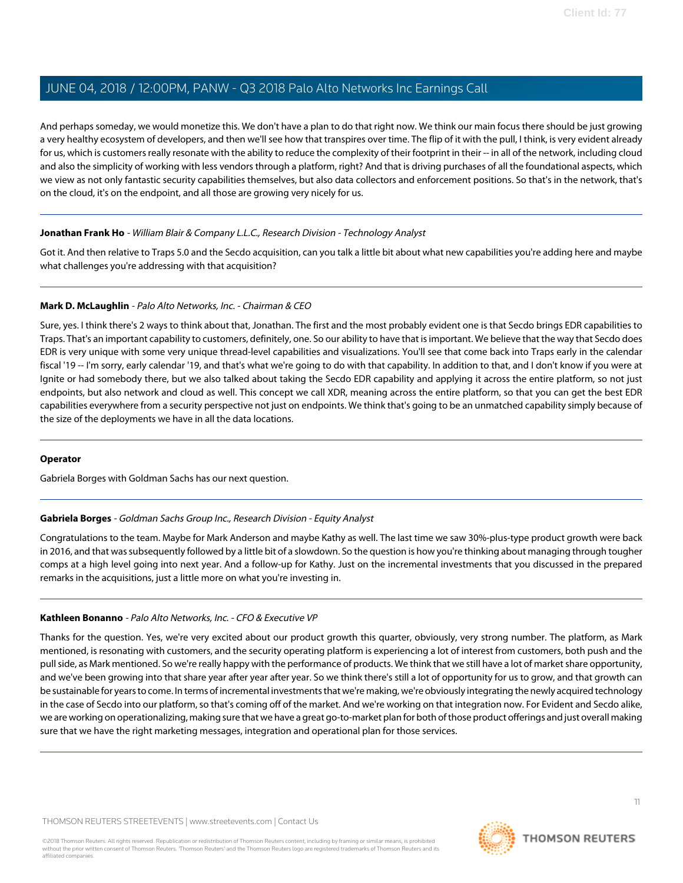And perhaps someday, we would monetize this. We don't have a plan to do that right now. We think our main focus there should be just growing a very healthy ecosystem of developers, and then we'll see how that transpires over time. The flip of it with the pull, I think, is very evident already for us, which is customers really resonate with the ability to reduce the complexity of their footprint in their -- in all of the network, including cloud and also the simplicity of working with less vendors through a platform, right? And that is driving purchases of all the foundational aspects, which we view as not only fantastic security capabilities themselves, but also data collectors and enforcement positions. So that's in the network, that's on the cloud, it's on the endpoint, and all those are growing very nicely for us.

---

**Jonathan Frank Ho** - *William Blair & Company L.L.C., Research Division - Technology Analyst*

Got it. And then relative to Traps 5.0 and the Secdo acquisition, can you talk a little bit about what new capabilities you're adding here and maybe what challenges you're addressing with that acquisition?

---

**Mark D. McLaughlin** - *Palo Alto Networks, Inc. - Chairman & CEO*

Sure, yes. I think there's 2 ways to think about that, Jonathan. The first and the most probably evident one is that Secdo brings EDR capabilities to Traps. That's an important capability to customers, definitely, one. So our ability to have that is important. We believe that the way that Secdo does EDR is very unique with some very unique thread-level capabilities and visualizations. You'll see that come back into Traps early in the calendar fiscal '19 -- I'm sorry, early calendar '19, and that's what we're going to do with that capability. In addition to that, and I don't know if you were at Ignite or had somebody there, but we also talked about taking the Secdo EDR capability and applying it across the entire platform, so not just endpoints, but also network and cloud as well. This concept we call XDR, meaning across the entire platform, so that you can get the best EDR capabilities everywhere from a security perspective not just on endpoints. We think that's going to be an unmatched capability simply because of the size of the deployments we have in all the data locations.

---

**Operator**

Gabriela Borges with Goldman Sachs has our next question.

---

**Gabriela Borges** - *Goldman Sachs Group Inc., Research Division - Equity Analyst*

Congratulations to the team. Maybe for Mark Anderson and maybe Kathy as well. The last time we saw 30%-plus-type product growth were back in 2016, and that was subsequently followed by a little bit of a slowdown. So the question is how you're thinking about managing through tougher comps at a high level going into next year. And a follow-up for Kathy. Just on the incremental investments that you discussed in the prepared remarks in the acquisitions, just a little more on what you're investing in.

---

**Kathleen Bonanno** - *Palo Alto Networks, Inc. - CFO & Executive VP*

Thanks for the question. Yes, we're very excited about our product growth this quarter, obviously, very strong number. The platform, as Mark mentioned, is resonating with customers, and the security operating platform is experiencing a lot of interest from customers, both push and the pull side, as Mark mentioned. So we're really happy with the performance of products. We think that we still have a lot of market share opportunity, and we've been growing into that share year after year after year. So we think there's still a lot of opportunity for us to grow, and that growth can be sustainable for years to come. In terms of incremental investments that we're making, we're obviously integrating the newly acquired technology in the case of Secdo into our platform, so that's coming off of the market. And we're working on that integration now. For Evident and Secdo alike, we are working on operationalizing, making sure that we have a great go-to-market plan for both of those product offerings and just overall making sure that we have the right marketing messages, integration and operational plan for those services.

---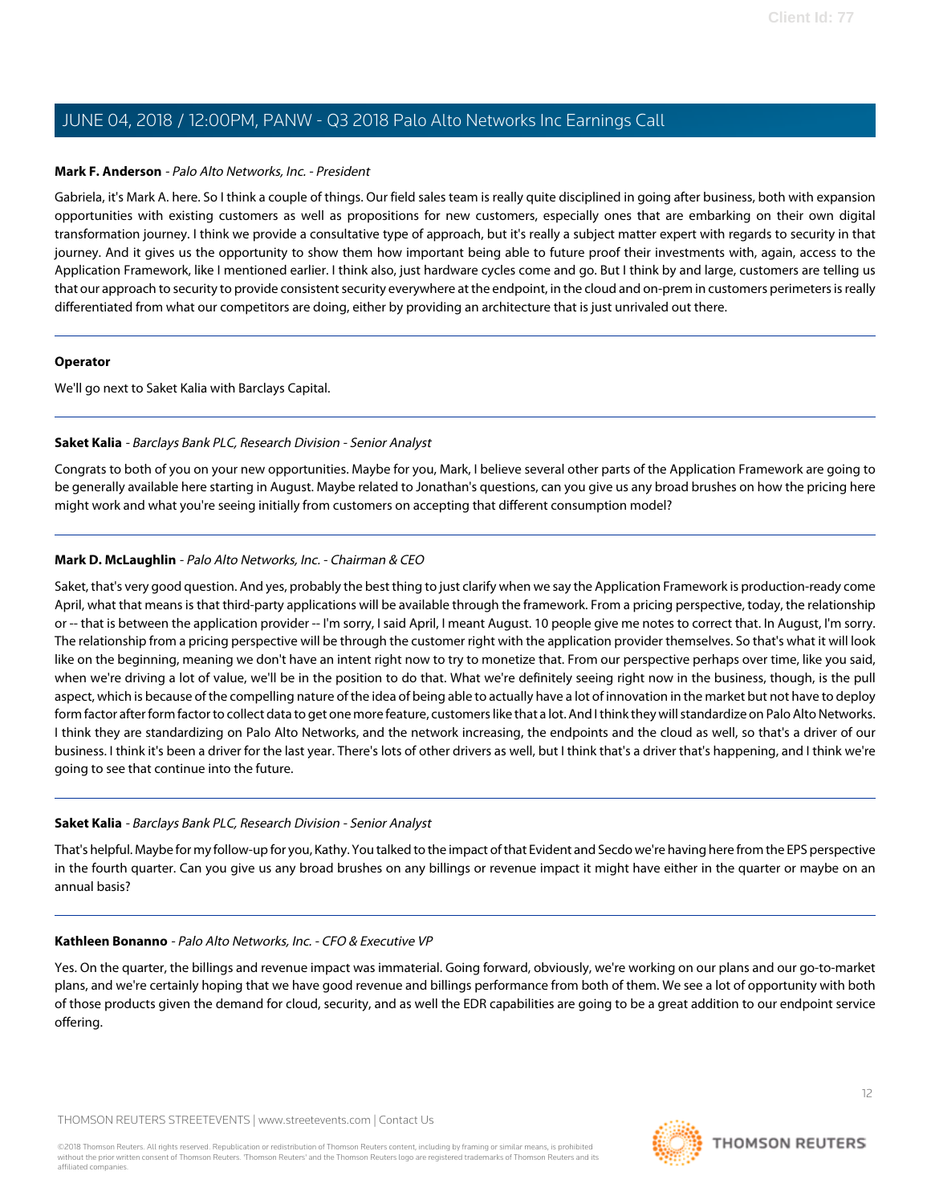**Mark F. Anderson** - *Palo Alto Networks, Inc. - President*

Gabriela, it's Mark A. here. So I think a couple of things. Our field sales team is really quite disciplined in going after business, both with expansion opportunities with existing customers as well as propositions for new customers, especially ones that are embarking on their own digital transformation journey. I think we provide a consultative type of approach, but it's really a subject matter expert with regards to security in that journey. And it gives us the opportunity to show them how important being able to future proof their investments with, again, access to the Application Framework, like I mentioned earlier. I think also, just hardware cycles come and go. But I think by and large, customers are telling us that our approach to security to provide consistent security everywhere at the endpoint, in the cloud and on-prem in customers perimeters is really differentiated from what our competitors are doing, either by providing an architecture that is just unrivaled out there.

---

**Operator**

We'll go next to Saket Kalia with Barclays Capital.

---

**Saket Kalia** - *Barclays Bank PLC, Research Division - Senior Analyst*

Congrats to both of you on your new opportunities. Maybe for you, Mark, I believe several other parts of the Application Framework are going to be generally available here starting in August. Maybe related to Jonathan's questions, can you give us any broad brushes on how the pricing here might work and what you're seeing initially from customers on accepting that different consumption model?

---

**Mark D. McLaughlin** - *Palo Alto Networks, Inc. - Chairman & CEO*

Saket, that's very good question. And yes, probably the best thing to just clarify when we say the Application Framework is production-ready come April, what that means is that third-party applications will be available through the framework. From a pricing perspective, today, the relationship or -- that is between the application provider -- I'm sorry, I said April, I meant August. 10 people give me notes to correct that. In August, I'm sorry. The relationship from a pricing perspective will be through the customer right with the application provider themselves. So that's what it will look like on the beginning, meaning we don't have an intent right now to try to monetize that. From our perspective perhaps over time, like you said, when we're driving a lot of value, we'll be in the position to do that. What we're definitely seeing right now in the business, though, is the pull aspect, which is because of the compelling nature of the idea of being able to actually have a lot of innovation in the market but not have to deploy form factor after form factor to collect data to get one more feature, customers like that a lot. And I think they will standardize on Palo Alto Networks. I think they are standardizing on Palo Alto Networks, and the network increasing, the endpoints and the cloud as well, so that's a driver of our business. I think it's been a driver for the last year. There's lots of other drivers as well, but I think that's a driver that's happening, and I think we're going to see that continue into the future.

---

**Saket Kalia** - *Barclays Bank PLC, Research Division - Senior Analyst*

That's helpful. Maybe for my follow-up for you, Kathy. You talked to the impact of that Evident and Secdo we're having here from the EPS perspective in the fourth quarter. Can you give us any broad brushes on any billings or revenue impact it might have either in the quarter or maybe on an annual basis?

---

**Kathleen Bonanno** - *Palo Alto Networks, Inc. - CFO & Executive VP*

Yes. On the quarter, the billings and revenue impact was immaterial. Going forward, obviously, we're working on our plans and our go-to-market plans, and we're certainly hoping that we have good revenue and billings performance from both of them. We see a lot of opportunity with both of those products given the demand for cloud, security, and as well the EDR capabilities are going to be a great addition to our endpoint service offering.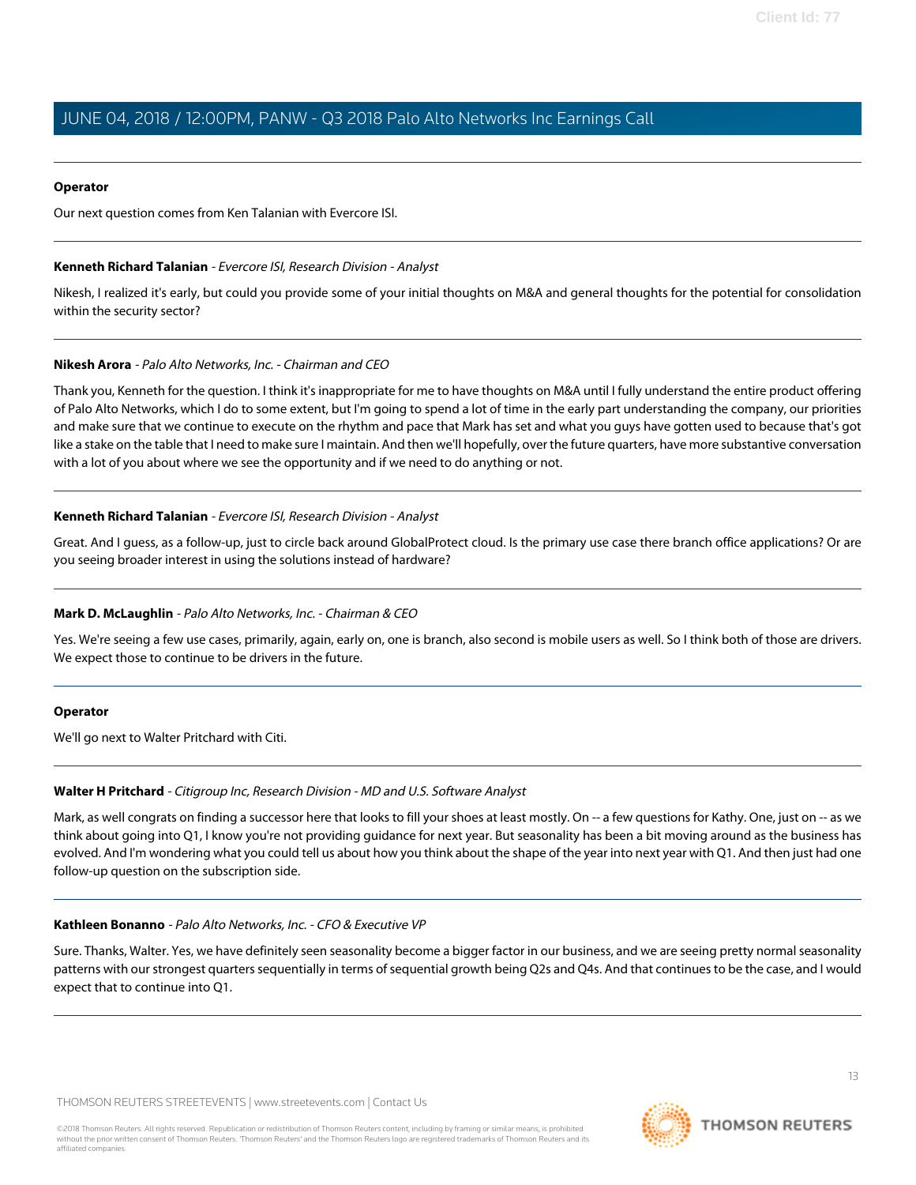**Operator**

Our next question comes from Ken Talanian with Evercore ISI.

---

**Kenneth Richard Talanian** - *Evercore ISI, Research Division - Analyst*

Nikesh, I realized it's early, but could you provide some of your initial thoughts on M&A and general thoughts for the potential for consolidation within the security sector?

---

**Nikesh Arora** - *Palo Alto Networks, Inc. - Chairman and CEO*

Thank you, Kenneth for the question. I think it's inappropriate for me to have thoughts on M&A until I fully understand the entire product offering of Palo Alto Networks, which I do to some extent, but I'm going to spend a lot of time in the early part understanding the company, our priorities and make sure that we continue to execute on the rhythm and pace that Mark has set and what you guys have gotten used to because that's got like a stake on the table that I need to make sure I maintain. And then we'll hopefully, over the future quarters, have more substantive conversation with a lot of you about where we see the opportunity and if we need to do anything or not.

---

**Kenneth Richard Talanian** - *Evercore ISI, Research Division - Analyst*

Great. And I guess, as a follow-up, just to circle back around GlobalProtect cloud. Is the primary use case there branch office applications? Or are you seeing broader interest in using the solutions instead of hardware?

---

**Mark D. McLaughlin** - *Palo Alto Networks, Inc. - Chairman & CEO*

Yes. We're seeing a few use cases, primarily, again, early on, one is branch, also second is mobile users as well. So I think both of those are drivers. We expect those to continue to be drivers in the future.

---

**Operator**

We'll go next to Walter Pritchard with Citi.

---

**Walter H Pritchard** - *Citigroup Inc, Research Division - MD and U.S. Software Analyst*

Mark, as well congrats on finding a successor here that looks to fill your shoes at least mostly. On -- a few questions for Kathy. One, just on -- as we think about going into Q1, I know you're not providing guidance for next year. But seasonality has been a bit moving around as the business has evolved. And I'm wondering what you could tell us about how you think about the shape of the year into next year with Q1. And then just had one follow-up question on the subscription side.

---

**Kathleen Bonanno** - *Palo Alto Networks, Inc. - CFO & Executive VP*

Sure. Thanks, Walter. Yes, we have definitely seen seasonality become a bigger factor in our business, and we are seeing pretty normal seasonality patterns with our strongest quarters sequentially in terms of sequential growth being Q2s and Q4s. And that continues to be the case, and I would expect that to continue into Q1.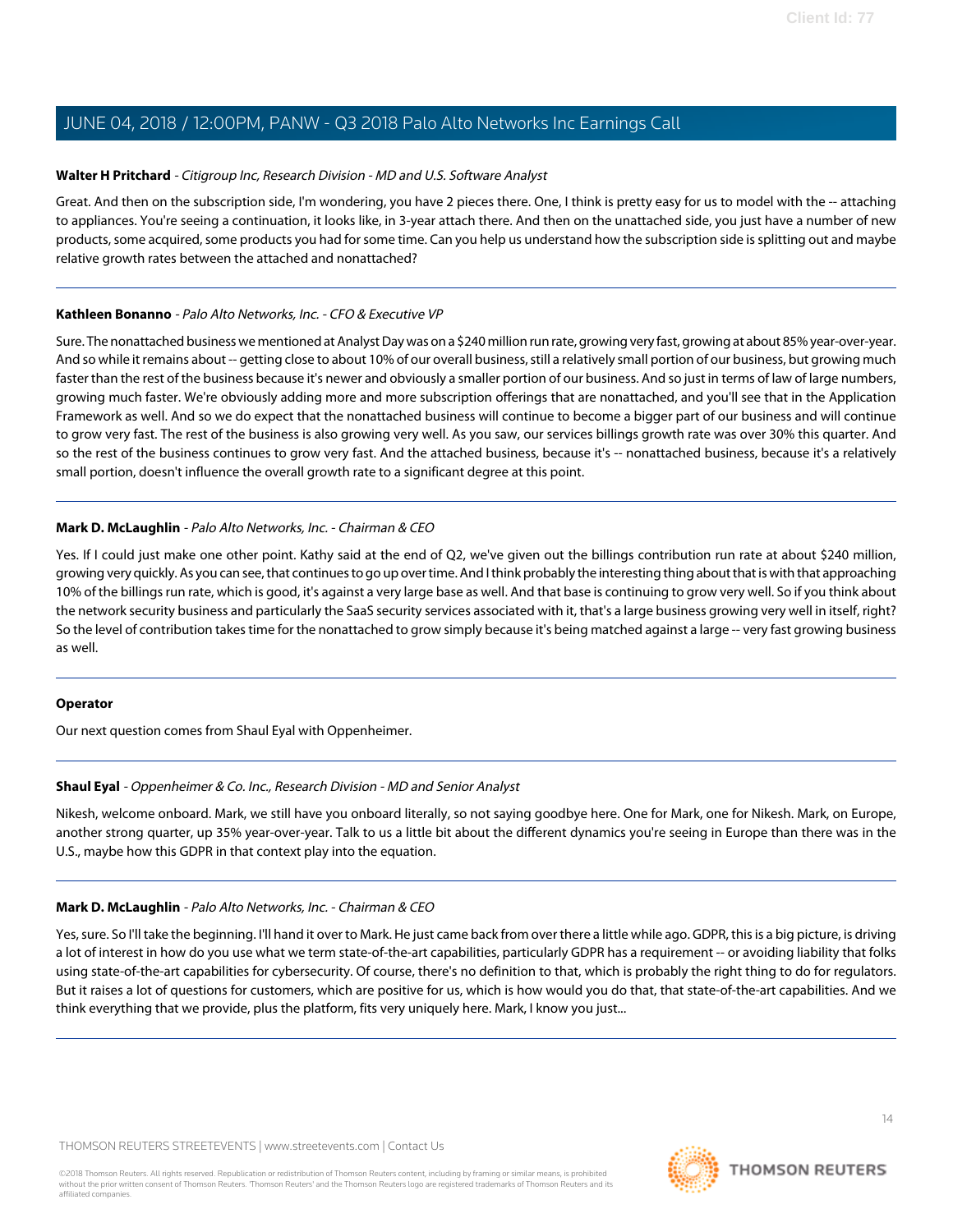**Walter H Pritchard** - *Citigroup Inc, Research Division - MD and U.S. Software Analyst*

Great. And then on the subscription side, I'm wondering, you have 2 pieces there. One, I think is pretty easy for us to model with the -- attaching to appliances. You're seeing a continuation, it looks like, in 3-year attach there. And then on the unattached side, you just have a number of new products, some acquired, some products you had for some time. Can you help us understand how the subscription side is splitting out and maybe relative growth rates between the attached and nonattached?

---

**Kathleen Bonanno** - *Palo Alto Networks, Inc. - CFO & Executive VP*

Sure. The nonattached business we mentioned at Analyst Day was on a $240 million run rate, growing very fast, growing at about 85% year-over-year. And so while it remains about -- getting close to about 10% of our overall business, still a relatively small portion of our business, but growing much faster than the rest of the business because it's newer and obviously a smaller portion of our business. And so just in terms of law of large numbers, growing much faster. We're obviously adding more and more subscription offerings that are nonattached, and you'll see that in the Application Framework as well. And so we do expect that the nonattached business will continue to become a bigger part of our business and will continue to grow very fast. The rest of the business is also growing very well. As you saw, our services billings growth rate was over 30% this quarter. And so the rest of the business continues to grow very fast. And the attached business, because it's -- nonattached business, because it's a relatively small portion, doesn't influence the overall growth rate to a significant degree at this point.

---

**Mark D. McLaughlin** - *Palo Alto Networks, Inc. - Chairman & CEO*

Yes. If I could just make one other point. Kathy said at the end of Q2, we've given out the billings contribution run rate at about $240 million, growing very quickly. As you can see, that continues to go up over time. And I think probably the interesting thing about that is with that approaching 10% of the billings run rate, which is good, it's against a very large base as well. And that base is continuing to grow very well. So if you think about the network security business and particularly the SaaS security services associated with it, that's a large business growing very well in itself, right? So the level of contribution takes time for the nonattached to grow simply because it's being matched against a large -- very fast growing business as well.

---

**Operator**

Our next question comes from Shaul Eyal with Oppenheimer.

---

**Shaul Eyal** - *Oppenheimer & Co. Inc., Research Division - MD and Senior Analyst*

Nikesh, welcome onboard. Mark, we still have you onboard literally, so not saying goodbye here. One for Mark, one for Nikesh. Mark, on Europe, another strong quarter, up 35% year-over-year. Talk to us a little bit about the different dynamics you're seeing in Europe than there was in the U.S., maybe how this GDPR in that context play into the equation.

---

**Mark D. McLaughlin** - *Palo Alto Networks, Inc. - Chairman & CEO*

Yes, sure. So I'll take the beginning. I'll hand it over to Mark. He just came back from over there a little while ago. GDPR, this is a big picture, is driving a lot of interest in how do you use what we term state-of-the-art capabilities, particularly GDPR has a requirement -- or avoiding liability that folks using state-of-the-art capabilities for cybersecurity. Of course, there's no definition to that, which is probably the right thing to do for regulators. But it raises a lot of questions for customers, which are positive for us, which is how would you do that, that state-of-the-art capabilities. And we think everything that we provide, plus the platform, fits very uniquely here. Mark, I know you just...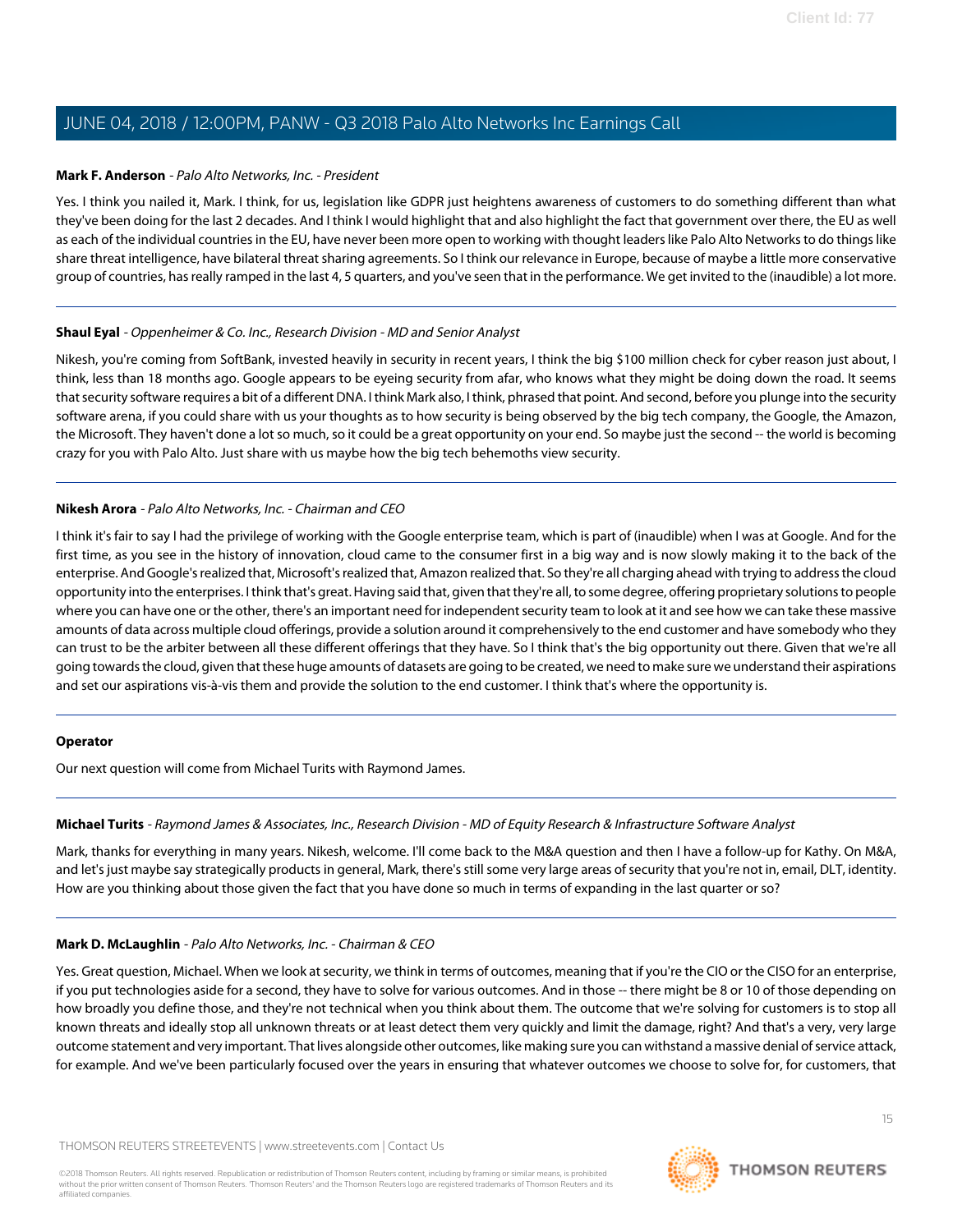**Mark F. Anderson** - *Palo Alto Networks, Inc. - President*

Yes. I think you nailed it, Mark. I think, for us, legislation like GDPR just heightens awareness of customers to do something different than what they've been doing for the last 2 decades. And I think I would highlight that and also highlight the fact that government over there, the EU as well as each of the individual countries in the EU, have never been more open to working with thought leaders like Palo Alto Networks to do things like share threat intelligence, have bilateral threat sharing agreements. So I think our relevance in Europe, because of maybe a little more conservative group of countries, has really ramped in the last 4, 5 quarters, and you've seen that in the performance. We get invited to the (inaudible) a lot more.

---

**Shaul Eyal** - *Oppenheimer & Co. Inc., Research Division - MD and Senior Analyst*

Nikesh, you're coming from SoftBank, invested heavily in security in recent years, I think the big $100 million check for cyber reason just about, I think, less than 18 months ago. Google appears to be eyeing security from afar, who knows what they might be doing down the road. It seems that security software requires a bit of a different DNA. I think Mark also, I think, phrased that point. And second, before you plunge into the security software arena, if you could share with us your thoughts as to how security is being observed by the big tech company, the Google, the Amazon, the Microsoft. They haven't done a lot so much, so it could be a great opportunity on your end. So maybe just the second -- the world is becoming crazy for you with Palo Alto. Just share with us maybe how the big tech behemoths view security.

---

**Nikesh Arora** - *Palo Alto Networks, Inc. - Chairman and CEO*

I think it's fair to say I had the privilege of working with the Google enterprise team, which is part of (inaudible) when I was at Google. And for the first time, as you see in the history of innovation, cloud came to the consumer first in a big way and is now slowly making it to the back of the enterprise. And Google's realized that, Microsoft's realized that, Amazon realized that. So they're all charging ahead with trying to address the cloud opportunity into the enterprises. I think that's great. Having said that, given that they're all, to some degree, offering proprietary solutions to people where you can have one or the other, there's an important need for independent security team to look at it and see how we can take these massive amounts of data across multiple cloud offerings, provide a solution around it comprehensively to the end customer and have somebody who they can trust to be the arbiter between all these different offerings that they have. So I think that's the big opportunity out there. Given that we're all going towards the cloud, given that these huge amounts of datasets are going to be created, we need to make sure we understand their aspirations and set our aspirations vis-à-vis them and provide the solution to the end customer. I think that's where the opportunity is.

---

**Operator**

Our next question will come from Michael Turits with Raymond James.

---

**Michael Turits** - *Raymond James & Associates, Inc., Research Division - MD of Equity Research & Infrastructure Software Analyst*

Mark, thanks for everything in many years. Nikesh, welcome. I'll come back to the M&A question and then I have a follow-up for Kathy. On M&A, and let's just maybe say strategically products in general, Mark, there's still some very large areas of security that you're not in, email, DLT, identity. How are you thinking about those given the fact that you have done so much in terms of expanding in the last quarter or so?

---

**Mark D. McLaughlin** - *Palo Alto Networks, Inc. - Chairman & CEO*

Yes. Great question, Michael. When we look at security, we think in terms of outcomes, meaning that if you're the CIO or the CISO for an enterprise, if you put technologies aside for a second, they have to solve for various outcomes. And in those -- there might be 8 or 10 of those depending on how broadly you define those, and they're not technical when you think about them. The outcome that we're solving for customers is to stop all known threats and ideally stop all unknown threats or at least detect them very quickly and limit the damage, right? And that's a very, very large outcome statement and very important. That lives alongside other outcomes, like making sure you can withstand a massive denial of service attack, for example. And we've been particularly focused over the years in ensuring that whatever outcomes we choose to solve for, for customers, that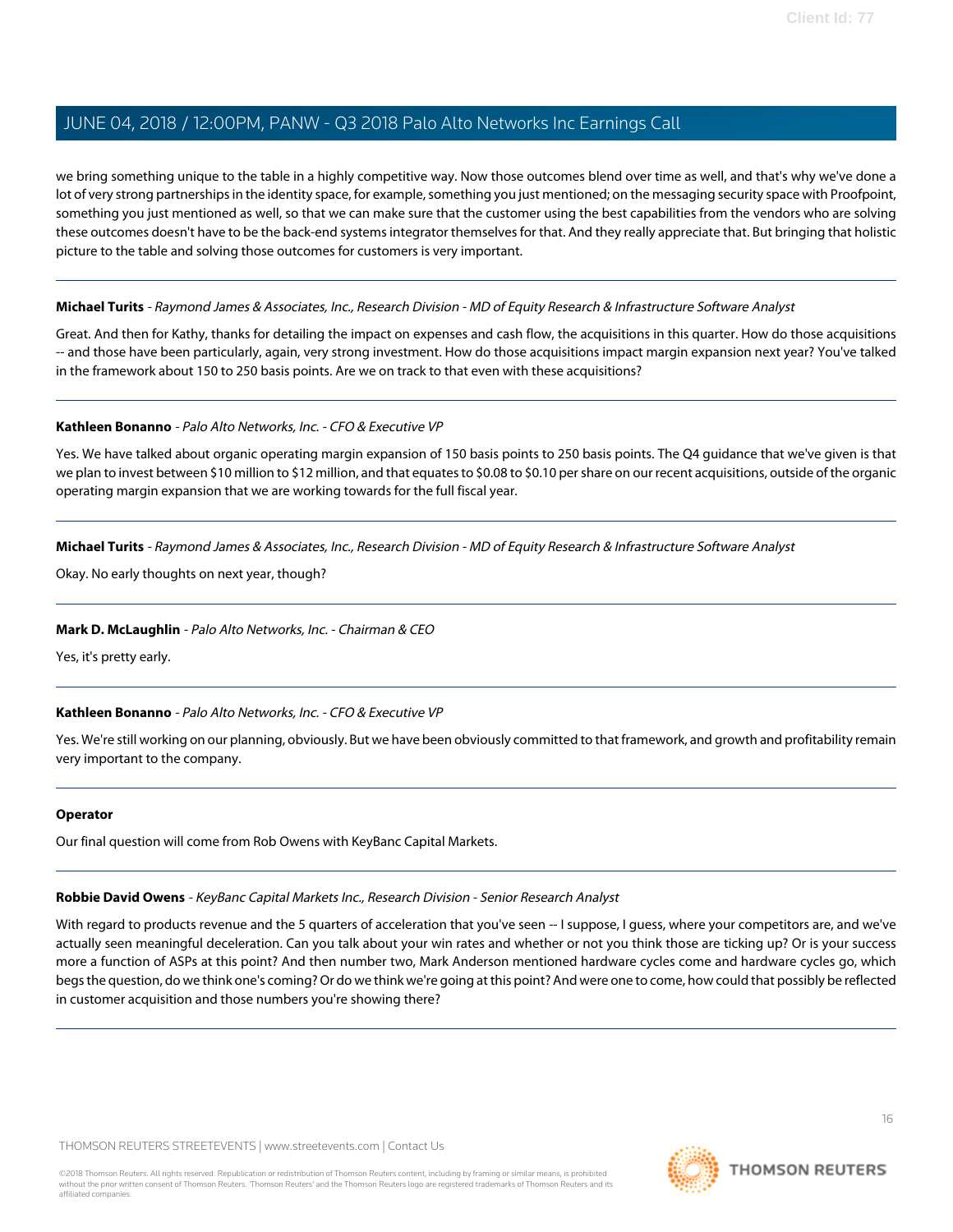we bring something unique to the table in a highly competitive way. Now those outcomes blend over time as well, and that's why we've done a lot of very strong partnerships in the identity space, for example, something you just mentioned; on the messaging security space with Proofpoint, something you just mentioned as well, so that we can make sure that the customer using the best capabilities from the vendors who are solving these outcomes doesn't have to be the back-end systems integrator themselves for that. And they really appreciate that. But bringing that holistic picture to the table and solving those outcomes for customers is very important.

---

**Michael Turits** - *Raymond James & Associates, Inc., Research Division - MD of Equity Research & Infrastructure Software Analyst*

Great. And then for Kathy, thanks for detailing the impact on expenses and cash flow, the acquisitions in this quarter. How do those acquisitions -- and those have been particularly, again, very strong investment. How do those acquisitions impact margin expansion next year? You've talked in the framework about 150 to 250 basis points. Are we on track to that even with these acquisitions?

---

**Kathleen Bonanno** - *Palo Alto Networks, Inc. - CFO & Executive VP*

Yes. We have talked about organic operating margin expansion of 150 basis points to 250 basis points. The Q4 guidance that we've given is that we plan to invest between $10 million to $12 million, and that equates to $0.08 to $0.10 per share on our recent acquisitions, outside of the organic operating margin expansion that we are working towards for the full fiscal year.

---

**Michael Turits** - *Raymond James & Associates, Inc., Research Division - MD of Equity Research & Infrastructure Software Analyst*

Okay. No early thoughts on next year, though?

---

**Mark D. McLaughlin** - *Palo Alto Networks, Inc. - Chairman & CEO*

Yes, it's pretty early.

---

**Kathleen Bonanno** - *Palo Alto Networks, Inc. - CFO & Executive VP*

Yes. We're still working on our planning, obviously. But we have been obviously committed to that framework, and growth and profitability remain very important to the company.

---

**Operator**

Our final question will come from Rob Owens with KeyBanc Capital Markets.

---

**Robbie David Owens** - *KeyBanc Capital Markets Inc., Research Division - Senior Research Analyst*

With regard to products revenue and the 5 quarters of acceleration that you've seen -- I suppose, I guess, where your competitors are, and we've actually seen meaningful deceleration. Can you talk about your win rates and whether or not you think those are ticking up? Or is your success more a function of ASPs at this point? And then number two, Mark Anderson mentioned hardware cycles come and hardware cycles go, which begs the question, do we think one's coming? Or do we think we're going at this point? And were one to come, how could that possibly be reflected in customer acquisition and those numbers you're showing there?

---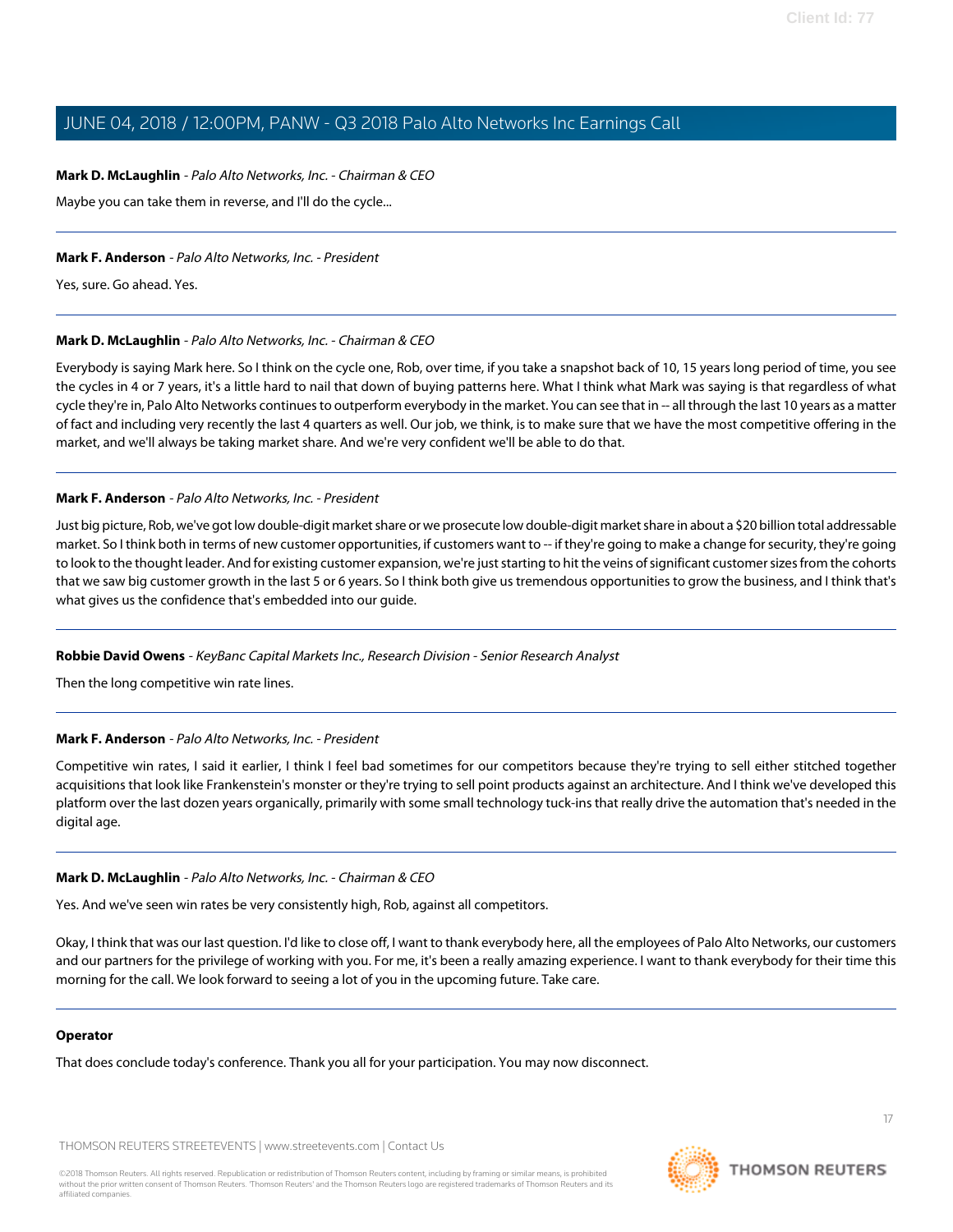**Mark D. McLaughlin** - *Palo Alto Networks, Inc. - Chairman & CEO*

Maybe you can take them in reverse, and I'll do the cycle...

---

**Mark F. Anderson** - *Palo Alto Networks, Inc. - President*

Yes, sure. Go ahead. Yes.

---

**Mark D. McLaughlin** - *Palo Alto Networks, Inc. - Chairman & CEO*

Everybody is saying Mark here. So I think on the cycle one, Rob, over time, if you take a snapshot back of 10, 15 years long period of time, you see the cycles in 4 or 7 years, it's a little hard to nail that down of buying patterns here. What I think what Mark was saying is that regardless of what cycle they're in, Palo Alto Networks continues to outperform everybody in the market. You can see that in -- all through the last 10 years as a matter of fact and including very recently the last 4 quarters as well. Our job, we think, is to make sure that we have the most competitive offering in the market, and we'll always be taking market share. And we're very confident we'll be able to do that.

---

**Mark F. Anderson** - *Palo Alto Networks, Inc. - President*

Just big picture, Rob, we've got low double-digit market share or we prosecute low double-digit market share in about a $20 billion total addressable market. So I think both in terms of new customer opportunities, if customers want to -- if they're going to make a change for security, they're going to look to the thought leader. And for existing customer expansion, we're just starting to hit the veins of significant customer sizes from the cohorts that we saw big customer growth in the last 5 or 6 years. So I think both give us tremendous opportunities to grow the business, and I think that's what gives us the confidence that's embedded into our guide.

---

**Robbie David Owens** - *KeyBanc Capital Markets Inc., Research Division - Senior Research Analyst*

Then the long competitive win rate lines.

---

**Mark F. Anderson** - *Palo Alto Networks, Inc. - President*

Competitive win rates, I said it earlier, I think I feel bad sometimes for our competitors because they're trying to sell either stitched together acquisitions that look like Frankenstein's monster or they're trying to sell point products against an architecture. And I think we've developed this platform over the last dozen years organically, primarily with some small technology tuck-ins that really drive the automation that's needed in the digital age.

---

**Mark D. McLaughlin** - *Palo Alto Networks, Inc. - Chairman & CEO*

Yes. And we've seen win rates be very consistently high, Rob, against all competitors.

Okay, I think that was our last question. I'd like to close off, I want to thank everybody here, all the employees of Palo Alto Networks, our customers and our partners for the privilege of working with you. For me, it's been a really amazing experience. I want to thank everybody for their time this morning for the call. We look forward to seeing a lot of you in the upcoming future. Take care.

---

**Operator**

That does conclude today's conference. Thank you all for your participation. You may now disconnect.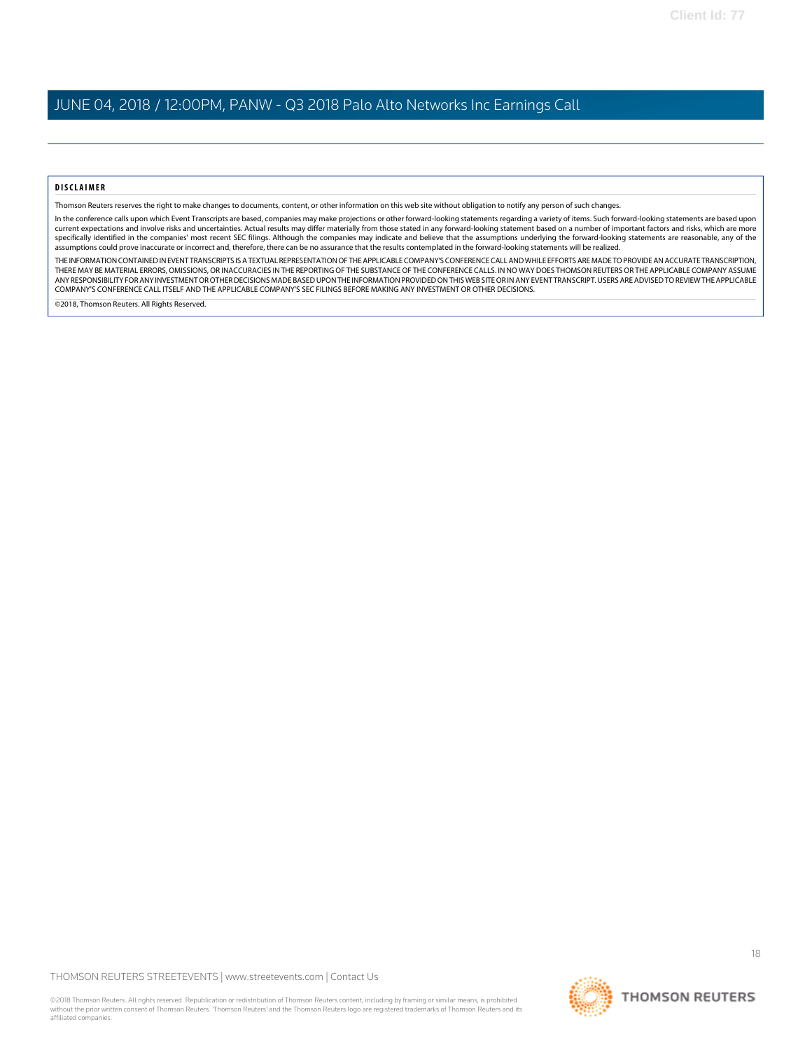#### DISCLAIMER

Thomson Reuters reserves the right to make changes to documents, content, or other information on this web site without obligation to notify any person of such changes.

In the conference calls upon which Event Transcripts are based, companies may make projections or other forward-looking statements regarding a variety of items. Such forward-looking statements are based upon current expectations and involve risks and uncertainties. Actual results may differ materially from those stated in any forward-looking statement based on a number of important factors and risks, which are more specifically identified in the companies' most recent SEC filings. Although the companies may indicate and believe that the assumptions underlying the forward-looking statements are reasonable, any of the assumptions could prove inaccurate or incorrect and, therefore, there can be no assurance that the results contemplated in the forward-looking statements will be realized.

THE INFORMATION CONTAINED IN EVENT TRANSCRIPTS IS A TEXTUAL REPRESENTATION OF THE APPLICABLE COMPANY'S CONFERENCE CALL AND WHILE EFFORTS ARE MADE TO PROVIDE AN ACCURATE TRANSCRIPTION, THERE MAY BE MATERIAL ERRORS, OMISSIONS, OR INACCURACIES IN THE REPORTING OF THE SUBSTANCE OF THE CONFERENCE CALLS. IN NO WAY DOES THOMSON REUTERS OR THE APPLICABLE COMPANY ASSUME ANY RESPONSIBILITY FOR ANY INVESTMENT OR OTHER DECISIONS MADE BASED UPON THE INFORMATION PROVIDED ON THIS WEB SITE OR IN ANY EVENT TRANSCRIPT. USERS ARE ADVISED TO REVIEW THE APPLICABLE COMPANY'S CONFERENCE CALL ITSELF AND THE APPLICABLE COMPANY'S SEC FILINGS BEFORE MAKING ANY INVESTMENT OR OTHER DECISIONS.

©2018, Thomson Reuters. All Rights Reserved.